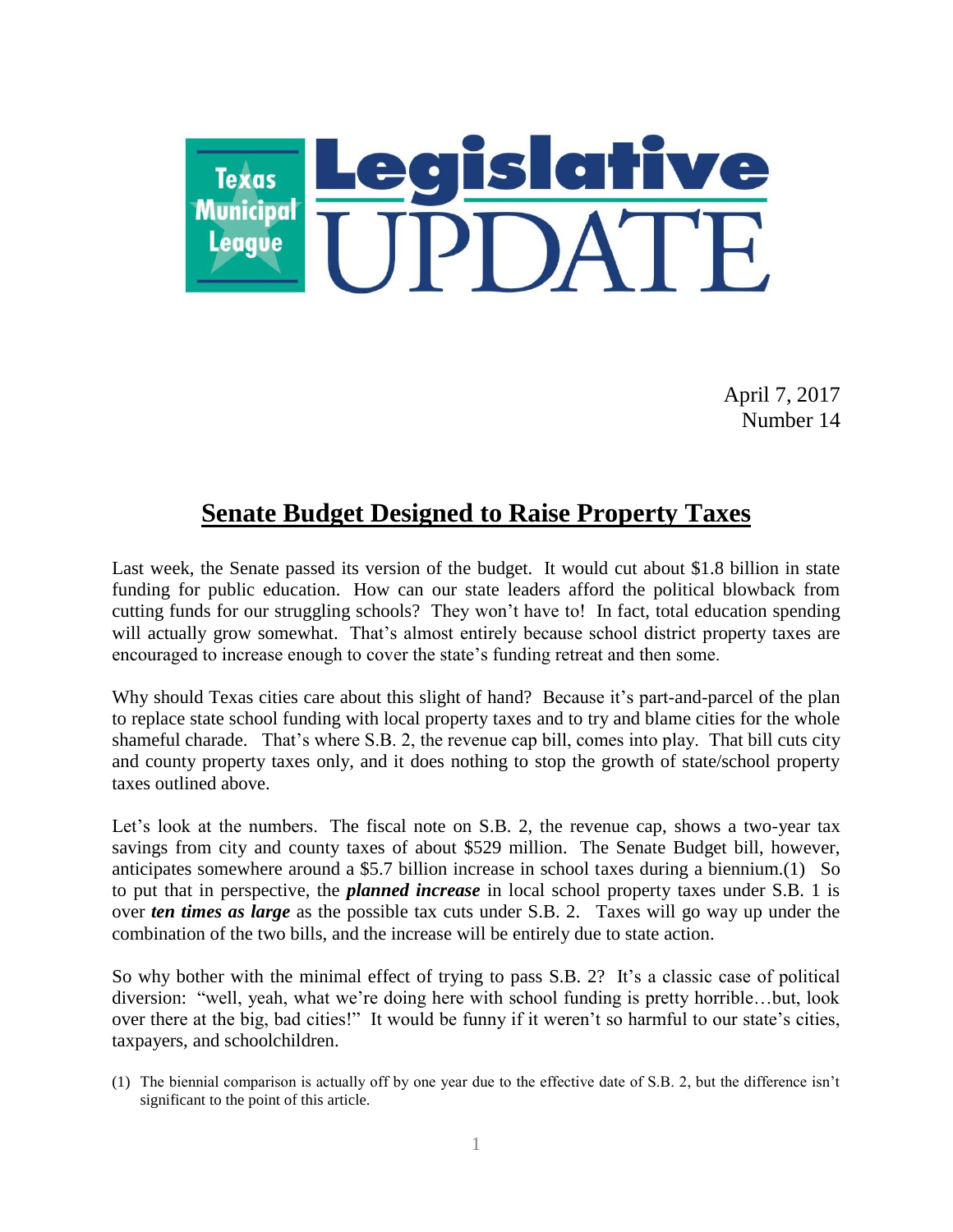# Texas Municipal League Legislative UPDATE

April 7, 2017
Number 14

## Senate Budget Designed to Raise Property Taxes

Last week, the Senate passed its version of the budget. It would cut about $1.8 billion in state funding for public education. How can our state leaders afford the political blowback from cutting funds for our struggling schools? They won't have to! In fact, total education spending will actually grow somewhat. That's almost entirely because school district property taxes are encouraged to increase enough to cover the state's funding retreat and then some.

Why should Texas cities care about this slight of hand? Because it's part-and-parcel of the plan to replace state school funding with local property taxes and to try and blame cities for the whole shameful charade. That's where S.B. 2, the revenue cap bill, comes into play. That bill cuts city and county property taxes only, and it does nothing to stop the growth of state/school property taxes outlined above.

Let's look at the numbers. The fiscal note on S.B. 2, the revenue cap, shows a two-year tax savings from city and county taxes of about $529 million. The Senate Budget bill, however, anticipates somewhere around a $5.7 billion increase in school taxes during a biennium.(1) So to put that in perspective, the ***planned increase*** in local school property taxes under S.B. 1 is over ***ten times as large*** as the possible tax cuts under S.B. 2. Taxes will go way up under the combination of the two bills, and the increase will be entirely due to state action.

So why bother with the minimal effect of trying to pass S.B. 2? It's a classic case of political diversion: "well, yeah, what we're doing here with school funding is pretty horrible…but, look over there at the big, bad cities!" It would be funny if it weren't so harmful to our state's cities, taxpayers, and schoolchildren.

(1) The biennial comparison is actually off by one year due to the effective date of S.B. 2, but the difference isn't significant to the point of this article.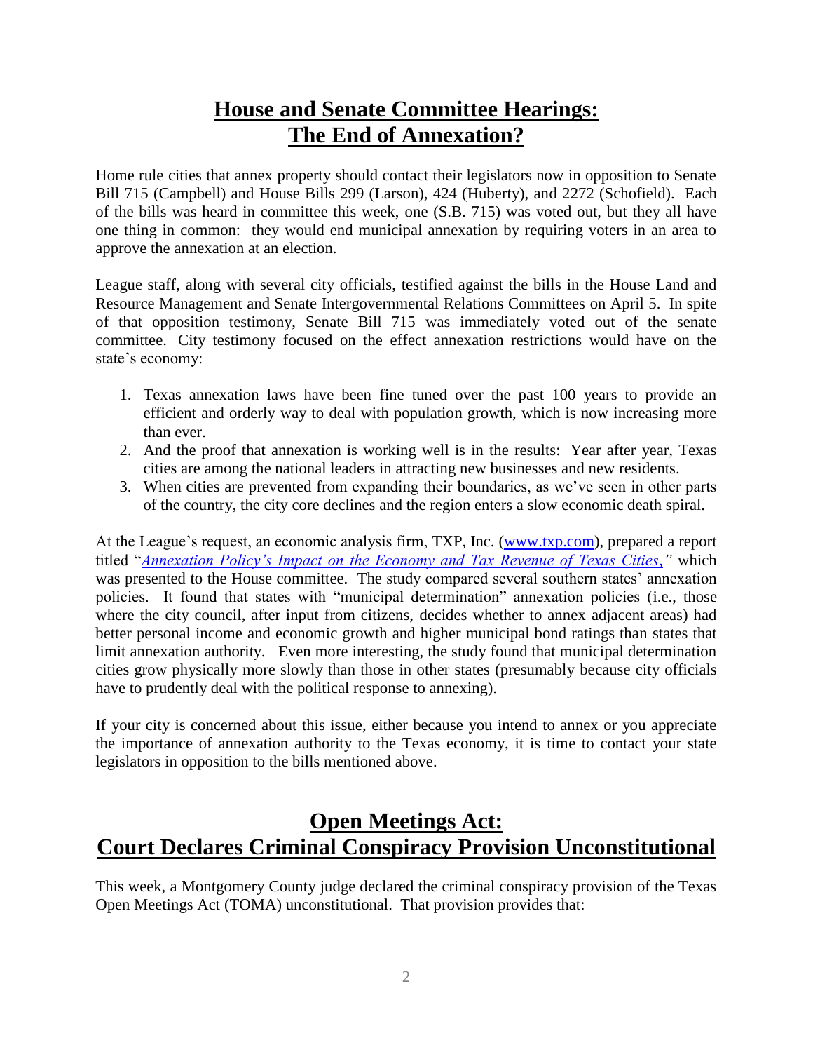## House and Senate Committee Hearings: The End of Annexation?

Home rule cities that annex property should contact their legislators now in opposition to Senate Bill 715 (Campbell) and House Bills 299 (Larson), 424 (Huberty), and 2272 (Schofield). Each of the bills was heard in committee this week, one (S.B. 715) was voted out, but they all have one thing in common: they would end municipal annexation by requiring voters in an area to approve the annexation at an election.

League staff, along with several city officials, testified against the bills in the House Land and Resource Management and Senate Intergovernmental Relations Committees on April 5. In spite of that opposition testimony, Senate Bill 715 was immediately voted out of the senate committee. City testimony focused on the effect annexation restrictions would have on the state's economy:

1. Texas annexation laws have been fine tuned over the past 100 years to provide an efficient and orderly way to deal with population growth, which is now increasing more than ever.
2. And the proof that annexation is working well is in the results: Year after year, Texas cities are among the national leaders in attracting new businesses and new residents.
3. When cities are prevented from expanding their boundaries, as we've seen in other parts of the country, the city core declines and the region enters a slow economic death spiral.

At the League's request, an economic analysis firm, TXP, Inc. (www.txp.com), prepared a report titled "*Annexation Policy's Impact on the Economy and Tax Revenue of Texas Cities,*" which was presented to the House committee. The study compared several southern states' annexation policies. It found that states with "municipal determination" annexation policies (i.e., those where the city council, after input from citizens, decides whether to annex adjacent areas) had better personal income and economic growth and higher municipal bond ratings than states that limit annexation authority. Even more interesting, the study found that municipal determination cities grow physically more slowly than those in other states (presumably because city officials have to prudently deal with the political response to annexing).

If your city is concerned about this issue, either because you intend to annex or you appreciate the importance of annexation authority to the Texas economy, it is time to contact your state legislators in opposition to the bills mentioned above.

## Open Meetings Act: Court Declares Criminal Conspiracy Provision Unconstitutional

This week, a Montgomery County judge declared the criminal conspiracy provision of the Texas Open Meetings Act (TOMA) unconstitutional. That provision provides that: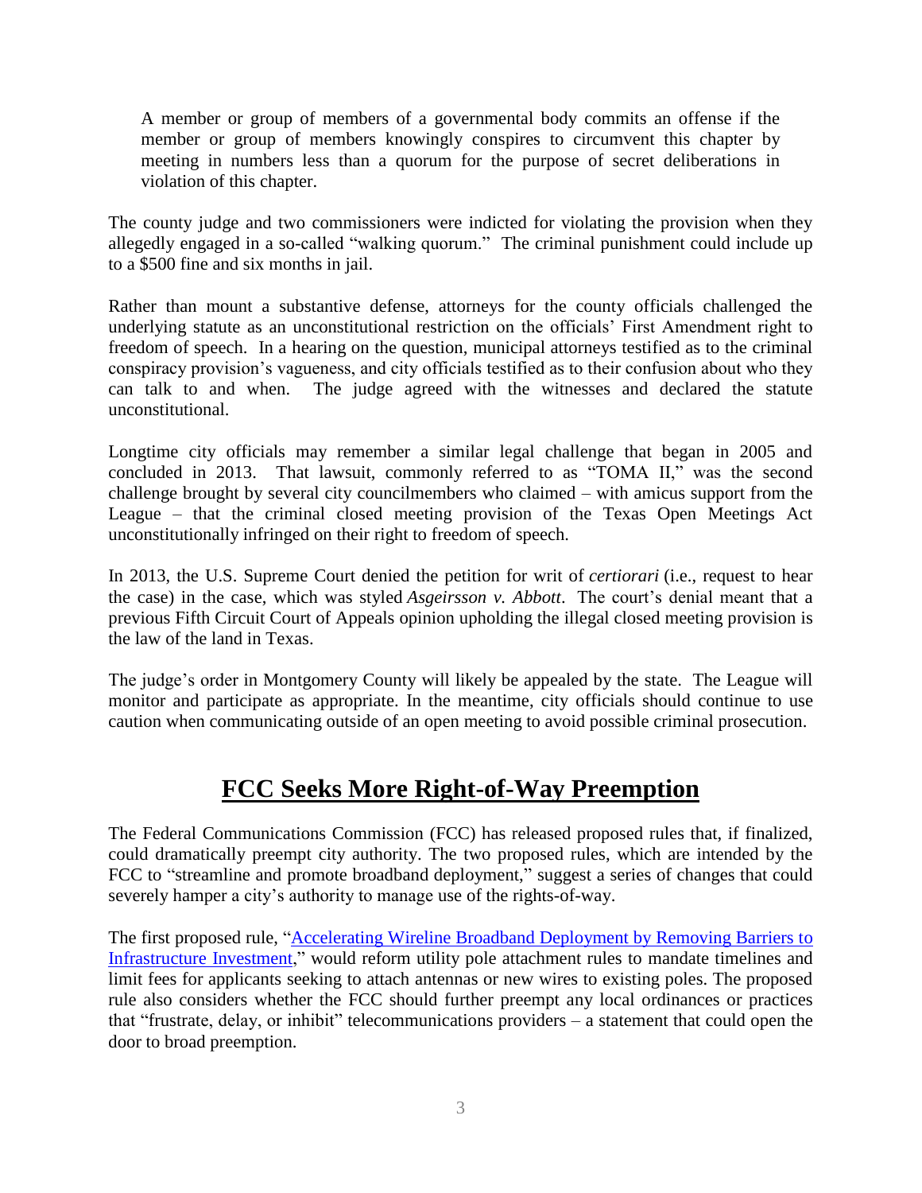> A member or group of members of a governmental body commits an offense if the member or group of members knowingly conspires to circumvent this chapter by meeting in numbers less than a quorum for the purpose of secret deliberations in violation of this chapter.

The county judge and two commissioners were indicted for violating the provision when they allegedly engaged in a so-called "walking quorum." The criminal punishment could include up to a $500 fine and six months in jail.

Rather than mount a substantive defense, attorneys for the county officials challenged the underlying statute as an unconstitutional restriction on the officials' First Amendment right to freedom of speech. In a hearing on the question, municipal attorneys testified as to the criminal conspiracy provision's vagueness, and city officials testified as to their confusion about who they can talk to and when. The judge agreed with the witnesses and declared the statute unconstitutional.

Longtime city officials may remember a similar legal challenge that began in 2005 and concluded in 2013. That lawsuit, commonly referred to as "TOMA II," was the second challenge brought by several city councilmembers who claimed – with amicus support from the League – that the criminal closed meeting provision of the Texas Open Meetings Act unconstitutionally infringed on their right to freedom of speech.

In 2013, the U.S. Supreme Court denied the petition for writ of *certiorari* (i.e., request to hear the case) in the case, which was styled *Asgeirsson v. Abbott*. The court's denial meant that a previous Fifth Circuit Court of Appeals opinion upholding the illegal closed meeting provision is the law of the land in Texas.

The judge's order in Montgomery County will likely be appealed by the state. The League will monitor and participate as appropriate. In the meantime, city officials should continue to use caution when communicating outside of an open meeting to avoid possible criminal prosecution.

## FCC Seeks More Right-of-Way Preemption

The Federal Communications Commission (FCC) has released proposed rules that, if finalized, could dramatically preempt city authority. The two proposed rules, which are intended by the FCC to "streamline and promote broadband deployment," suggest a series of changes that could severely hamper a city's authority to manage use of the rights-of-way.

The first proposed rule, "Accelerating Wireline Broadband Deployment by Removing Barriers to Infrastructure Investment," would reform utility pole attachment rules to mandate timelines and limit fees for applicants seeking to attach antennas or new wires to existing poles. The proposed rule also considers whether the FCC should further preempt any local ordinances or practices that "frustrate, delay, or inhibit" telecommunications providers – a statement that could open the door to broad preemption.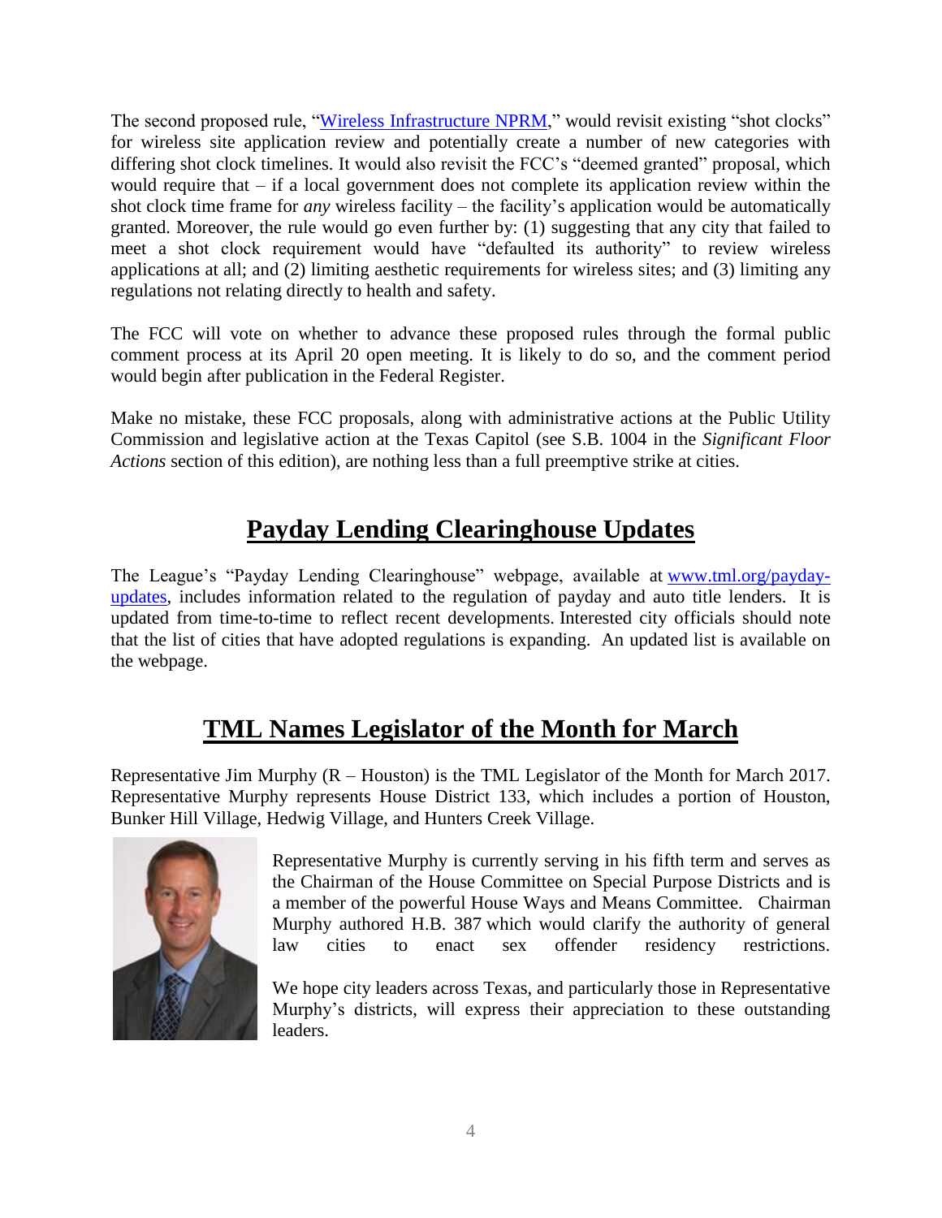The second proposed rule, "[Wireless Infrastructure NPRM](#)," would revisit existing "shot clocks" for wireless site application review and potentially create a number of new categories with differing shot clock timelines. It would also revisit the FCC's "deemed granted" proposal, which would require that – if a local government does not complete its application review within the shot clock time frame for *any* wireless facility – the facility's application would be automatically granted. Moreover, the rule would go even further by: (1) suggesting that any city that failed to meet a shot clock requirement would have "defaulted its authority" to review wireless applications at all; and (2) limiting aesthetic requirements for wireless sites; and (3) limiting any regulations not relating directly to health and safety.

The FCC will vote on whether to advance these proposed rules through the formal public comment process at its April 20 open meeting. It is likely to do so, and the comment period would begin after publication in the Federal Register.

Make no mistake, these FCC proposals, along with administrative actions at the Public Utility Commission and legislative action at the Texas Capitol (see S.B. 1004 in the *Significant Floor Actions* section of this edition), are nothing less than a full preemptive strike at cities.

## Payday Lending Clearinghouse Updates

The League's "Payday Lending Clearinghouse" webpage, available at [www.tml.org/payday-updates](www.tml.org/payday-updates), includes information related to the regulation of payday and auto title lenders. It is updated from time-to-time to reflect recent developments. Interested city officials should note that the list of cities that have adopted regulations is expanding. An updated list is available on the webpage.

## TML Names Legislator of the Month for March

Representative Jim Murphy (R – Houston) is the TML Legislator of the Month for March 2017. Representative Murphy represents House District 133, which includes a portion of Houston, Bunker Hill Village, Hedwig Village, and Hunters Creek Village.

Representative Murphy is currently serving in his fifth term and serves as the Chairman of the House Committee on Special Purpose Districts and is a member of the powerful House Ways and Means Committee. Chairman Murphy authored H.B. 387 which would clarify the authority of general law cities to enact sex offender residency restrictions.

We hope city leaders across Texas, and particularly those in Representative Murphy's districts, will express their appreciation to these outstanding leaders.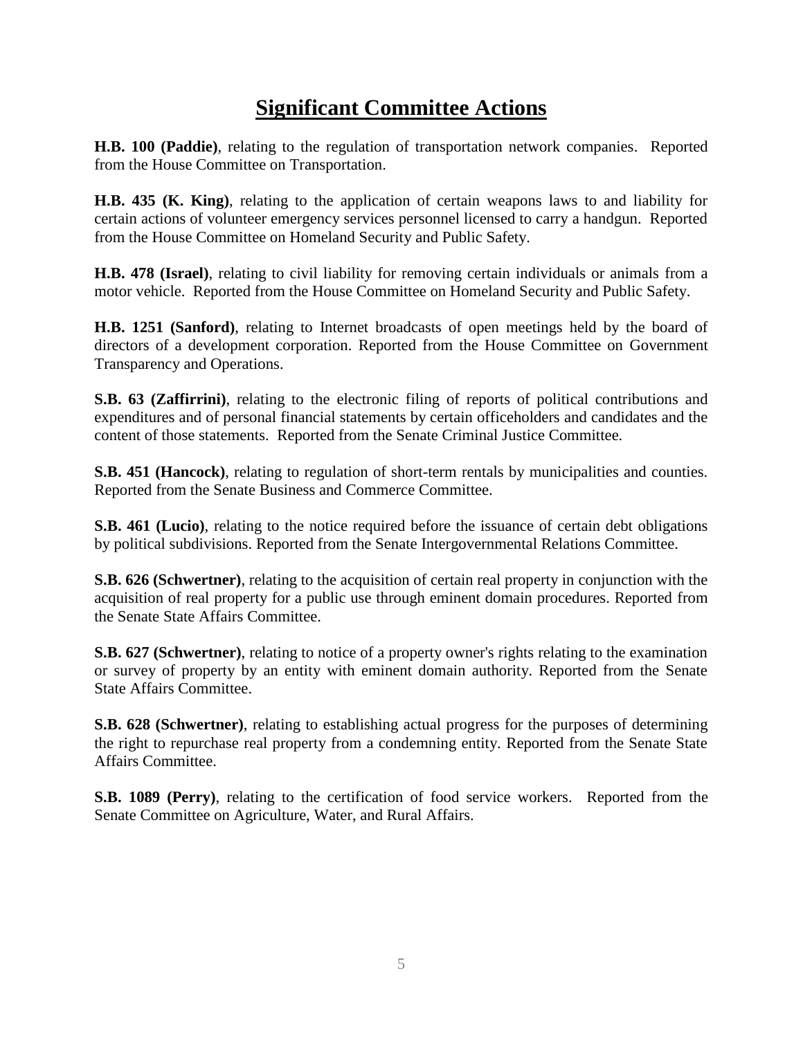# Significant Committee Actions

**H.B. 100 (Paddie)**, relating to the regulation of transportation network companies. Reported from the House Committee on Transportation.

**H.B. 435 (K. King)**, relating to the application of certain weapons laws to and liability for certain actions of volunteer emergency services personnel licensed to carry a handgun. Reported from the House Committee on Homeland Security and Public Safety.

**H.B. 478 (Israel)**, relating to civil liability for removing certain individuals or animals from a motor vehicle. Reported from the House Committee on Homeland Security and Public Safety.

**H.B. 1251 (Sanford)**, relating to Internet broadcasts of open meetings held by the board of directors of a development corporation. Reported from the House Committee on Government Transparency and Operations.

**S.B. 63 (Zaffirrini)**, relating to the electronic filing of reports of political contributions and expenditures and of personal financial statements by certain officeholders and candidates and the content of those statements. Reported from the Senate Criminal Justice Committee.

**S.B. 451 (Hancock)**, relating to regulation of short-term rentals by municipalities and counties. Reported from the Senate Business and Commerce Committee.

**S.B. 461 (Lucio)**, relating to the notice required before the issuance of certain debt obligations by political subdivisions. Reported from the Senate Intergovernmental Relations Committee.

**S.B. 626 (Schwertner)**, relating to the acquisition of certain real property in conjunction with the acquisition of real property for a public use through eminent domain procedures. Reported from the Senate State Affairs Committee.

**S.B. 627 (Schwertner)**, relating to notice of a property owner's rights relating to the examination or survey of property by an entity with eminent domain authority. Reported from the Senate State Affairs Committee.

**S.B. 628 (Schwertner)**, relating to establishing actual progress for the purposes of determining the right to repurchase real property from a condemning entity. Reported from the Senate State Affairs Committee.

**S.B. 1089 (Perry)**, relating to the certification of food service workers. Reported from the Senate Committee on Agriculture, Water, and Rural Affairs.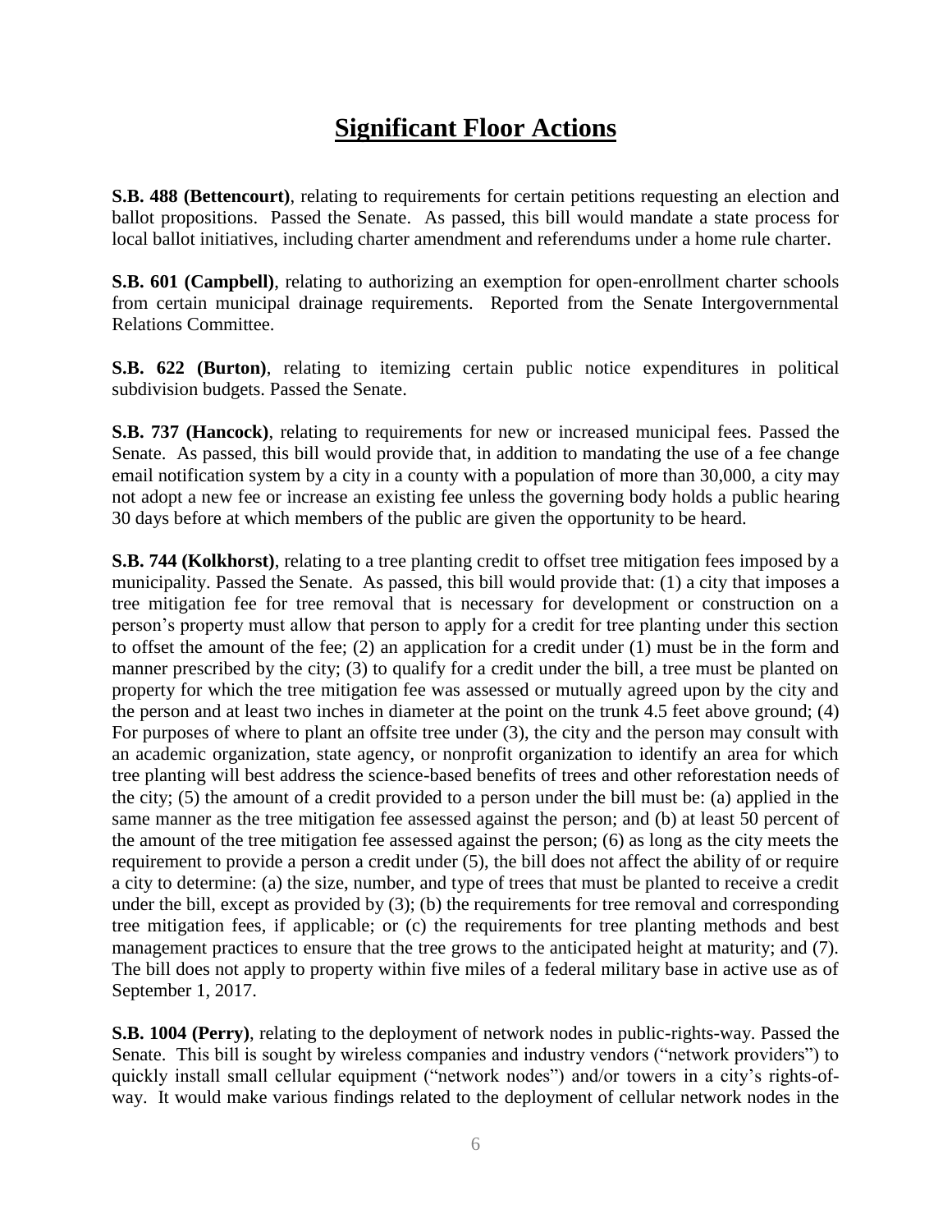# Significant Floor Actions

**S.B. 488 (Bettencourt)**, relating to requirements for certain petitions requesting an election and ballot propositions. Passed the Senate. As passed, this bill would mandate a state process for local ballot initiatives, including charter amendment and referendums under a home rule charter.

**S.B. 601 (Campbell)**, relating to authorizing an exemption for open-enrollment charter schools from certain municipal drainage requirements. Reported from the Senate Intergovernmental Relations Committee.

**S.B. 622 (Burton)**, relating to itemizing certain public notice expenditures in political subdivision budgets. Passed the Senate.

**S.B. 737 (Hancock)**, relating to requirements for new or increased municipal fees. Passed the Senate. As passed, this bill would provide that, in addition to mandating the use of a fee change email notification system by a city in a county with a population of more than 30,000, a city may not adopt a new fee or increase an existing fee unless the governing body holds a public hearing 30 days before at which members of the public are given the opportunity to be heard.

**S.B. 744 (Kolkhorst)**, relating to a tree planting credit to offset tree mitigation fees imposed by a municipality. Passed the Senate. As passed, this bill would provide that: (1) a city that imposes a tree mitigation fee for tree removal that is necessary for development or construction on a person's property must allow that person to apply for a credit for tree planting under this section to offset the amount of the fee; (2) an application for a credit under (1) must be in the form and manner prescribed by the city; (3) to qualify for a credit under the bill, a tree must be planted on property for which the tree mitigation fee was assessed or mutually agreed upon by the city and the person and at least two inches in diameter at the point on the trunk 4.5 feet above ground; (4) For purposes of where to plant an offsite tree under (3), the city and the person may consult with an academic organization, state agency, or nonprofit organization to identify an area for which tree planting will best address the science-based benefits of trees and other reforestation needs of the city; (5) the amount of a credit provided to a person under the bill must be: (a) applied in the same manner as the tree mitigation fee assessed against the person; and (b) at least 50 percent of the amount of the tree mitigation fee assessed against the person; (6) as long as the city meets the requirement to provide a person a credit under (5), the bill does not affect the ability of or require a city to determine: (a) the size, number, and type of trees that must be planted to receive a credit under the bill, except as provided by (3); (b) the requirements for tree removal and corresponding tree mitigation fees, if applicable; or (c) the requirements for tree planting methods and best management practices to ensure that the tree grows to the anticipated height at maturity; and (7). The bill does not apply to property within five miles of a federal military base in active use as of September 1, 2017.

**S.B. 1004 (Perry)**, relating to the deployment of network nodes in public-rights-way. Passed the Senate. This bill is sought by wireless companies and industry vendors ("network providers") to quickly install small cellular equipment ("network nodes") and/or towers in a city's rights-of-way. It would make various findings related to the deployment of cellular network nodes in the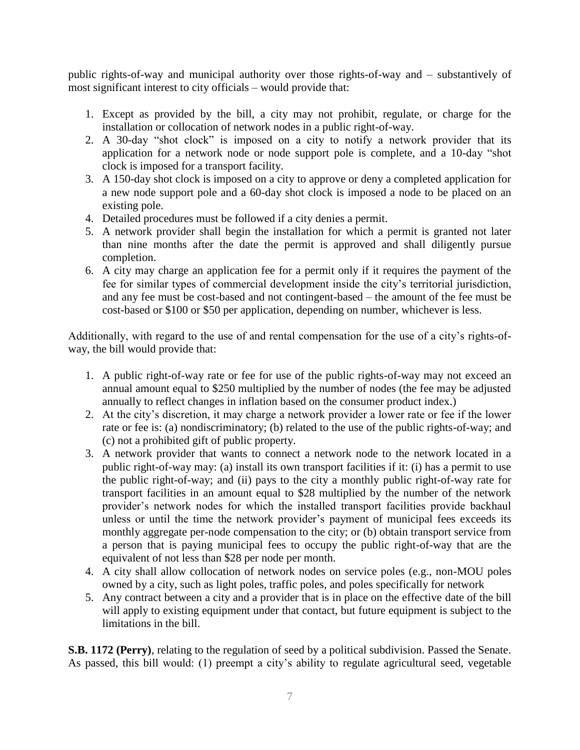public rights-of-way and municipal authority over those rights-of-way and – substantively of most significant interest to city officials – would provide that:

1. Except as provided by the bill, a city may not prohibit, regulate, or charge for the installation or collocation of network nodes in a public right-of-way.
2. A 30-day "shot clock" is imposed on a city to notify a network provider that its application for a network node or node support pole is complete, and a 10-day "shot clock is imposed for a transport facility.
3. A 150-day shot clock is imposed on a city to approve or deny a completed application for a new node support pole and a 60-day shot clock is imposed a node to be placed on an existing pole.
4. Detailed procedures must be followed if a city denies a permit.
5. A network provider shall begin the installation for which a permit is granted not later than nine months after the date the permit is approved and shall diligently pursue completion.
6. A city may charge an application fee for a permit only if it requires the payment of the fee for similar types of commercial development inside the city's territorial jurisdiction, and any fee must be cost-based and not contingent-based – the amount of the fee must be cost-based or \$100 or \$50 per application, depending on number, whichever is less.

Additionally, with regard to the use of and rental compensation for the use of a city's rights-of-way, the bill would provide that:

1. A public right-of-way rate or fee for use of the public rights-of-way may not exceed an annual amount equal to \$250 multiplied by the number of nodes (the fee may be adjusted annually to reflect changes in inflation based on the consumer product index.)
2. At the city's discretion, it may charge a network provider a lower rate or fee if the lower rate or fee is: (a) nondiscriminatory; (b) related to the use of the public rights-of-way; and (c) not a prohibited gift of public property.
3. A network provider that wants to connect a network node to the network located in a public right-of-way may: (a) install its own transport facilities if it: (i) has a permit to use the public right-of-way; and (ii) pays to the city a monthly public right-of-way rate for transport facilities in an amount equal to \$28 multiplied by the number of the network provider's network nodes for which the installed transport facilities provide backhaul unless or until the time the network provider's payment of municipal fees exceeds its monthly aggregate per-node compensation to the city; or (b) obtain transport service from a person that is paying municipal fees to occupy the public right-of-way that are the equivalent of not less than \$28 per node per month.
4. A city shall allow collocation of network nodes on service poles (e.g., non-MOU poles owned by a city, such as light poles, traffic poles, and poles specifically for network
5. Any contract between a city and a provider that is in place on the effective date of the bill will apply to existing equipment under that contact, but future equipment is subject to the limitations in the bill.

**S.B. 1172 (Perry)**, relating to the regulation of seed by a political subdivision. Passed the Senate. As passed, this bill would: (1) preempt a city's ability to regulate agricultural seed, vegetable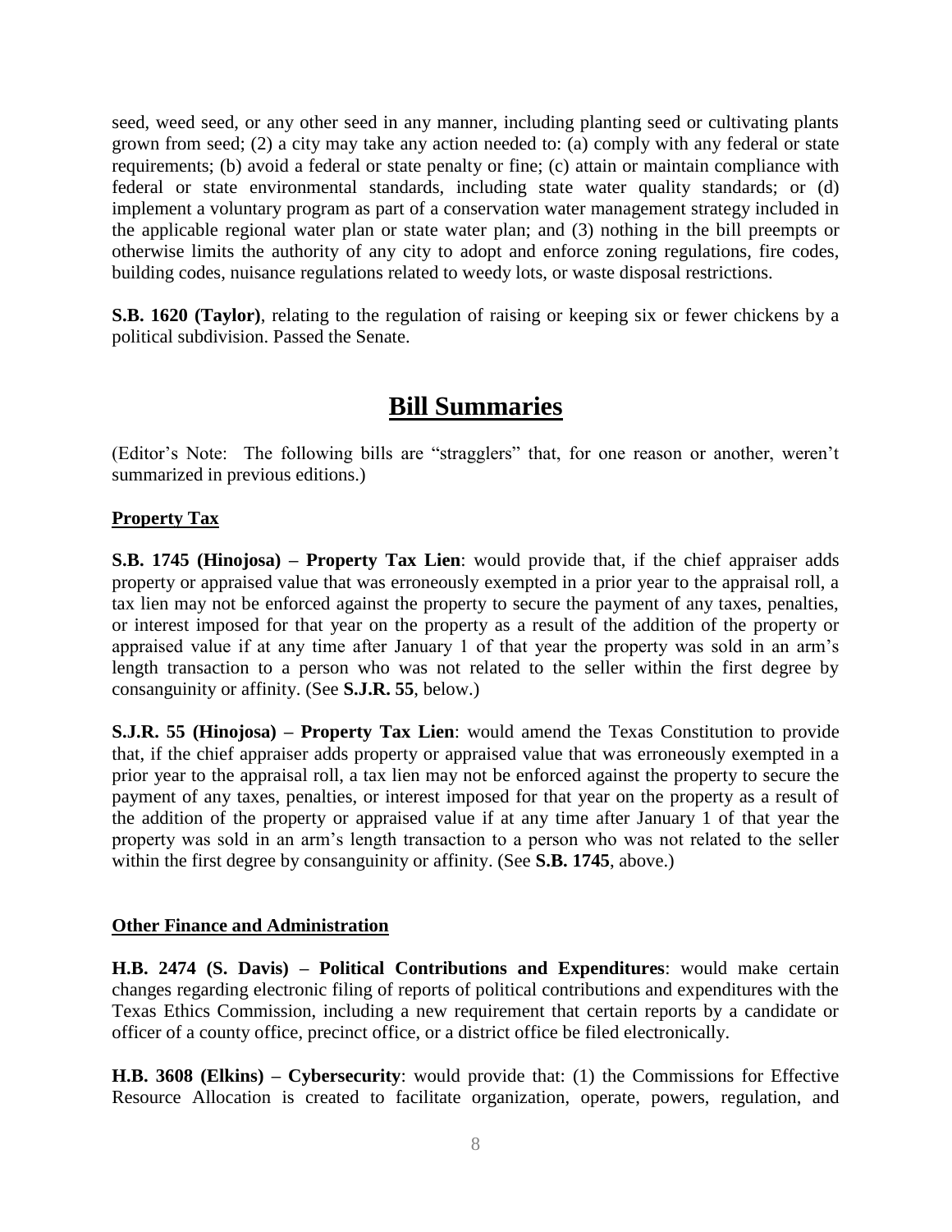seed, weed seed, or any other seed in any manner, including planting seed or cultivating plants grown from seed; (2) a city may take any action needed to: (a) comply with any federal or state requirements; (b) avoid a federal or state penalty or fine; (c) attain or maintain compliance with federal or state environmental standards, including state water quality standards; or (d) implement a voluntary program as part of a conservation water management strategy included in the applicable regional water plan or state water plan; and (3) nothing in the bill preempts or otherwise limits the authority of any city to adopt and enforce zoning regulations, fire codes, building codes, nuisance regulations related to weedy lots, or waste disposal restrictions.

**S.B. 1620 (Taylor)**, relating to the regulation of raising or keeping six or fewer chickens by a political subdivision. Passed the Senate.

# Bill Summaries

(Editor's Note: The following bills are "stragglers" that, for one reason or another, weren't summarized in previous editions.)

## Property Tax

**S.B. 1745 (Hinojosa) – Property Tax Lien**: would provide that, if the chief appraiser adds property or appraised value that was erroneously exempted in a prior year to the appraisal roll, a tax lien may not be enforced against the property to secure the payment of any taxes, penalties, or interest imposed for that year on the property as a result of the addition of the property or appraised value if at any time after January 1 of that year the property was sold in an arm's length transaction to a person who was not related to the seller within the first degree by consanguinity or affinity. (See **S.J.R. 55**, below.)

**S.J.R. 55 (Hinojosa) – Property Tax Lien**: would amend the Texas Constitution to provide that, if the chief appraiser adds property or appraised value that was erroneously exempted in a prior year to the appraisal roll, a tax lien may not be enforced against the property to secure the payment of any taxes, penalties, or interest imposed for that year on the property as a result of the addition of the property or appraised value if at any time after January 1 of that year the property was sold in an arm's length transaction to a person who was not related to the seller within the first degree by consanguinity or affinity. (See **S.B. 1745**, above.)

## Other Finance and Administration

**H.B. 2474 (S. Davis) – Political Contributions and Expenditures**: would make certain changes regarding electronic filing of reports of political contributions and expenditures with the Texas Ethics Commission, including a new requirement that certain reports by a candidate or officer of a county office, precinct office, or a district office be filed electronically.

**H.B. 3608 (Elkins) – Cybersecurity**: would provide that: (1) the Commissions for Effective Resource Allocation is created to facilitate organization, operate, powers, regulation, and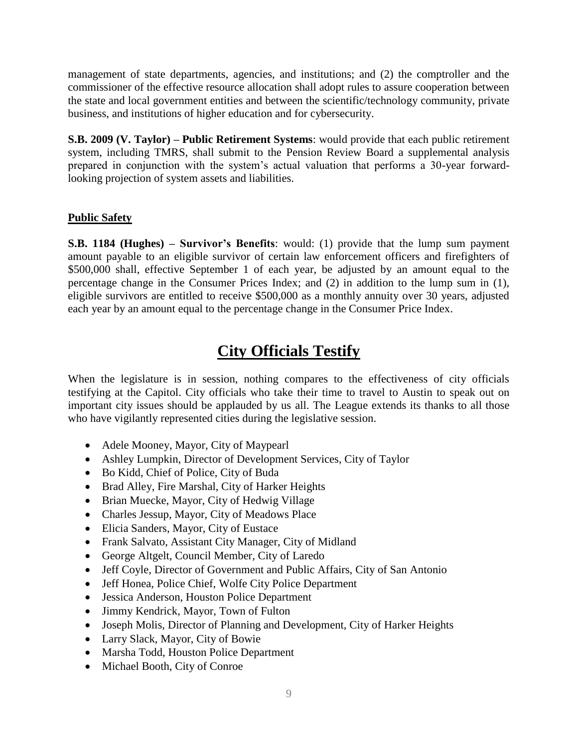management of state departments, agencies, and institutions; and (2) the comptroller and the commissioner of the effective resource allocation shall adopt rules to assure cooperation between the state and local government entities and between the scientific/technology community, private business, and institutions of higher education and for cybersecurity.

**S.B. 2009 (V. Taylor) – Public Retirement Systems**: would provide that each public retirement system, including TMRS, shall submit to the Pension Review Board a supplemental analysis prepared in conjunction with the system's actual valuation that performs a 30-year forward-looking projection of system assets and liabilities.

### Public Safety

**S.B. 1184 (Hughes) – Survivor's Benefits**: would: (1) provide that the lump sum payment amount payable to an eligible survivor of certain law enforcement officers and firefighters of $500,000 shall, effective September 1 of each year, be adjusted by an amount equal to the percentage change in the Consumer Prices Index; and (2) in addition to the lump sum in (1), eligible survivors are entitled to receive $500,000 as a monthly annuity over 30 years, adjusted each year by an amount equal to the percentage change in the Consumer Price Index.

# City Officials Testify

When the legislature is in session, nothing compares to the effectiveness of city officials testifying at the Capitol. City officials who take their time to travel to Austin to speak out on important city issues should be applauded by us all. The League extends its thanks to all those who have vigilantly represented cities during the legislative session.

- Adele Mooney, Mayor, City of Maypearl
- Ashley Lumpkin, Director of Development Services, City of Taylor
- Bo Kidd, Chief of Police, City of Buda
- Brad Alley, Fire Marshal, City of Harker Heights
- Brian Muecke, Mayor, City of Hedwig Village
- Charles Jessup, Mayor, City of Meadows Place
- Elicia Sanders, Mayor, City of Eustace
- Frank Salvato, Assistant City Manager, City of Midland
- George Altgelt, Council Member, City of Laredo
- Jeff Coyle, Director of Government and Public Affairs, City of San Antonio
- Jeff Honea, Police Chief, Wolfe City Police Department
- Jessica Anderson, Houston Police Department
- Jimmy Kendrick, Mayor, Town of Fulton
- Joseph Molis, Director of Planning and Development, City of Harker Heights
- Larry Slack, Mayor, City of Bowie
- Marsha Todd, Houston Police Department
- Michael Booth, City of Conroe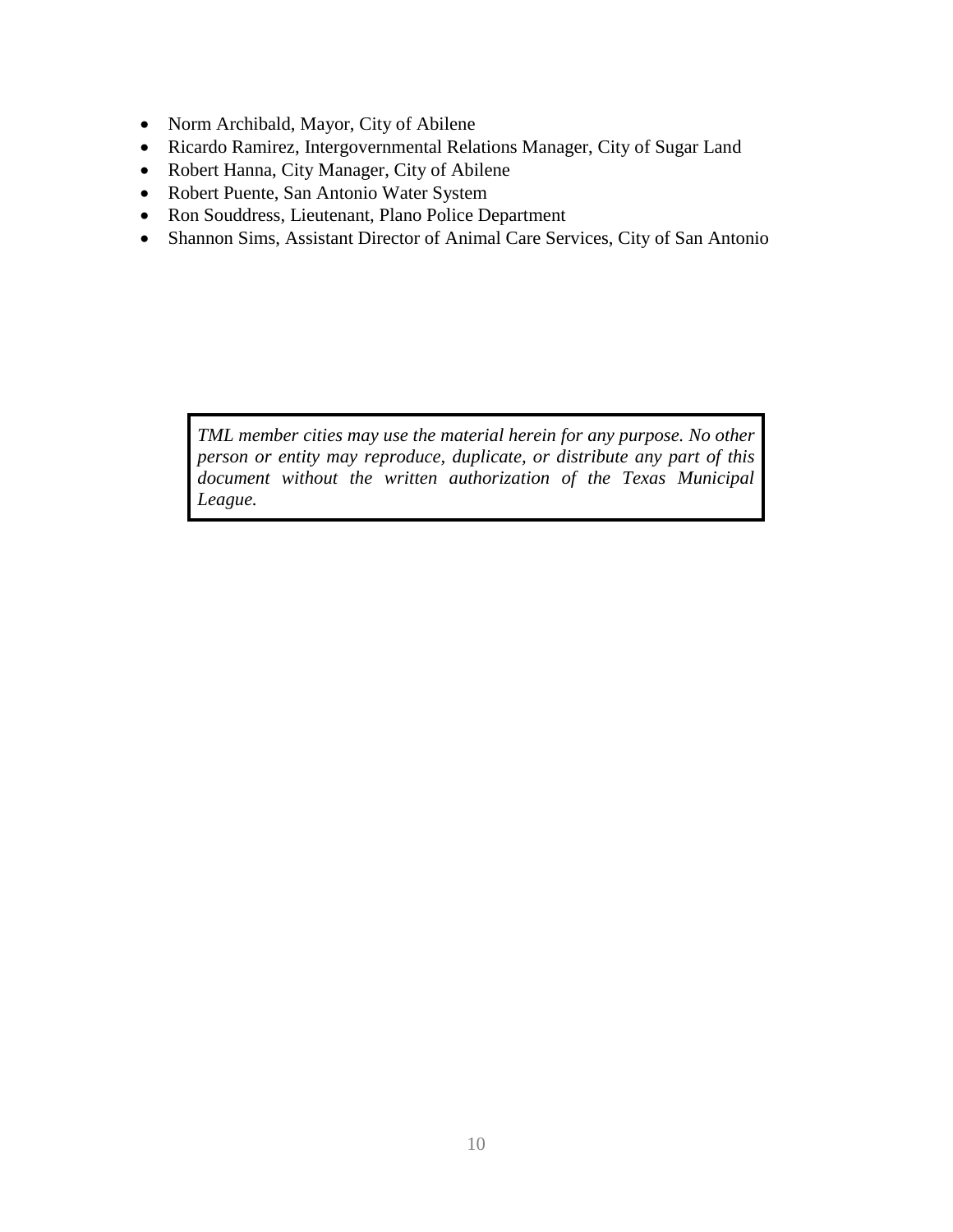- Norm Archibald, Mayor, City of Abilene
- Ricardo Ramirez, Intergovernmental Relations Manager, City of Sugar Land
- Robert Hanna, City Manager, City of Abilene
- Robert Puente, San Antonio Water System
- Ron Souddress, Lieutenant, Plano Police Department
- Shannon Sims, Assistant Director of Animal Care Services, City of San Antonio

*TML member cities may use the material herein for any purpose. No other person or entity may reproduce, duplicate, or distribute any part of this document without the written authorization of the Texas Municipal League.*